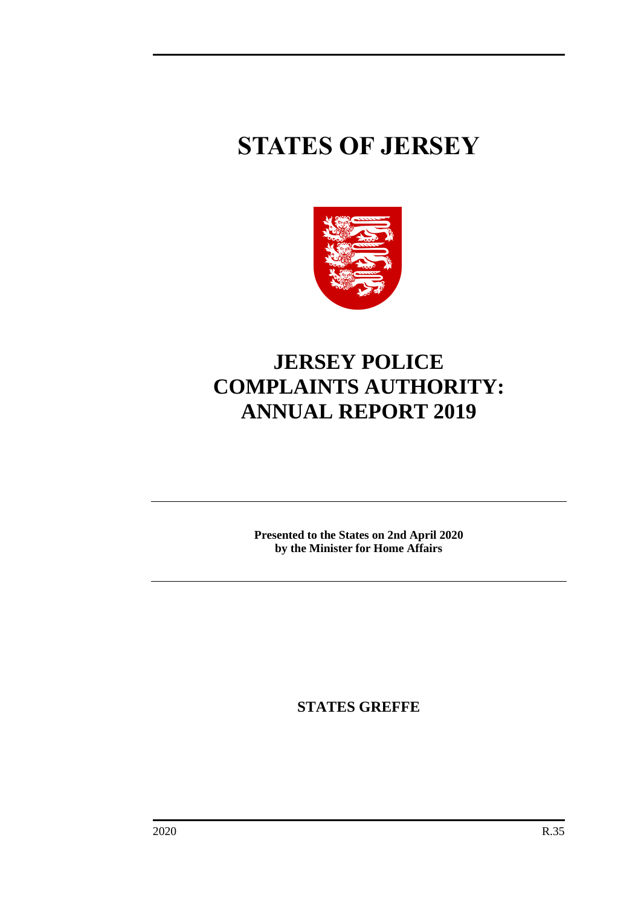# STATES OF JERSEY

# JERSEY POLICE COMPLAINTS AUTHORITY: ANNUAL REPORT 2019

**Presented to the States on 2nd April 2020 by the Minister for Home Affairs**

**STATES GREFFE**

2020 R.35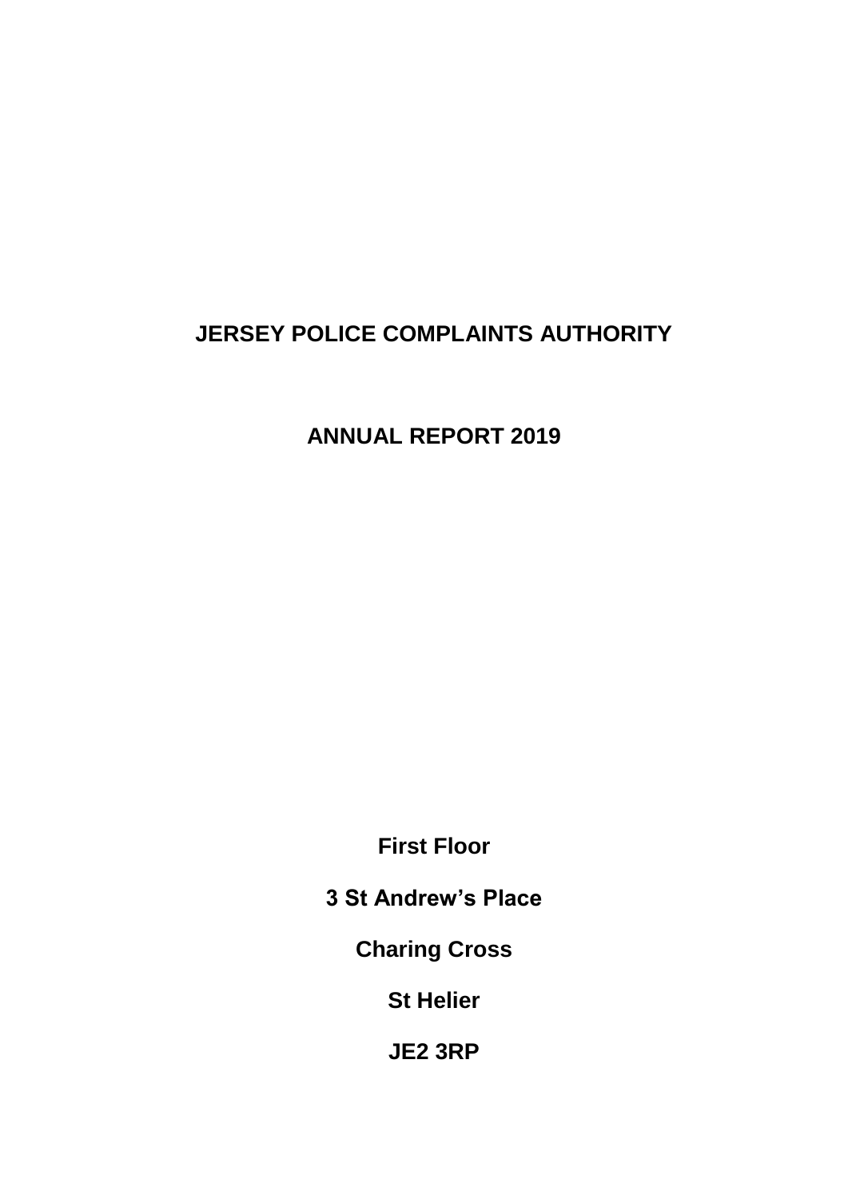# JERSEY POLICE COMPLAINTS AUTHORITY

## ANNUAL REPORT 2019

**First Floor**

**3 St Andrew's Place**

**Charing Cross**

**St Helier**

**JE2 3RP**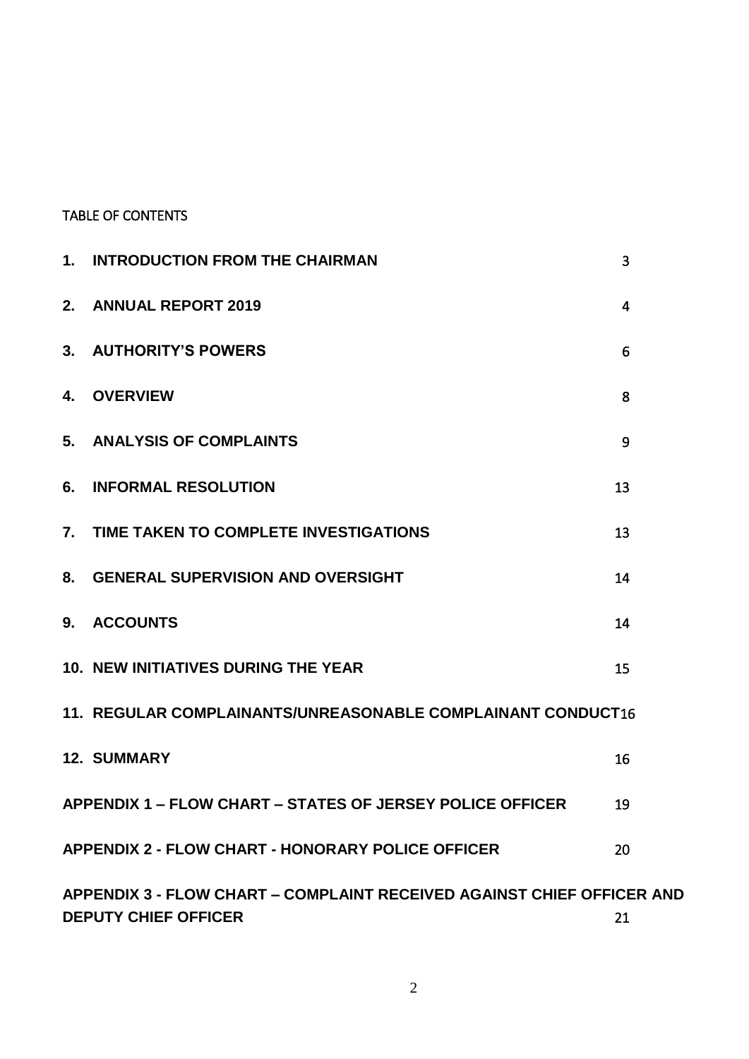TABLE OF CONTENTS

| | | |
|---|---|---|
| **1.** | **INTRODUCTION FROM THE CHAIRMAN** | 3 |
| **2.** | **ANNUAL REPORT 2019** | 4 |
| **3.** | **AUTHORITY'S POWERS** | 6 |
| **4.** | **OVERVIEW** | 8 |
| **5.** | **ANALYSIS OF COMPLAINTS** | 9 |
| **6.** | **INFORMAL RESOLUTION** | 13 |
| **7.** | **TIME TAKEN TO COMPLETE INVESTIGATIONS** | 13 |
| **8.** | **GENERAL SUPERVISION AND OVERSIGHT** | 14 |
| **9.** | **ACCOUNTS** | 14 |
| **10.** | **NEW INITIATIVES DURING THE YEAR** | 15 |
| **11.** | **REGULAR COMPLAINANTS/UNREASONABLE COMPLAINANT CONDUCT** | 16 |
| **12.** | **SUMMARY** | 16 |
| | **APPENDIX 1 – FLOW CHART – STATES OF JERSEY POLICE OFFICER** | 19 |
| | **APPENDIX 2 - FLOW CHART - HONORARY POLICE OFFICER** | 20 |
| | **APPENDIX 3 - FLOW CHART – COMPLAINT RECEIVED AGAINST CHIEF OFFICER AND DEPUTY CHIEF OFFICER** | 21 |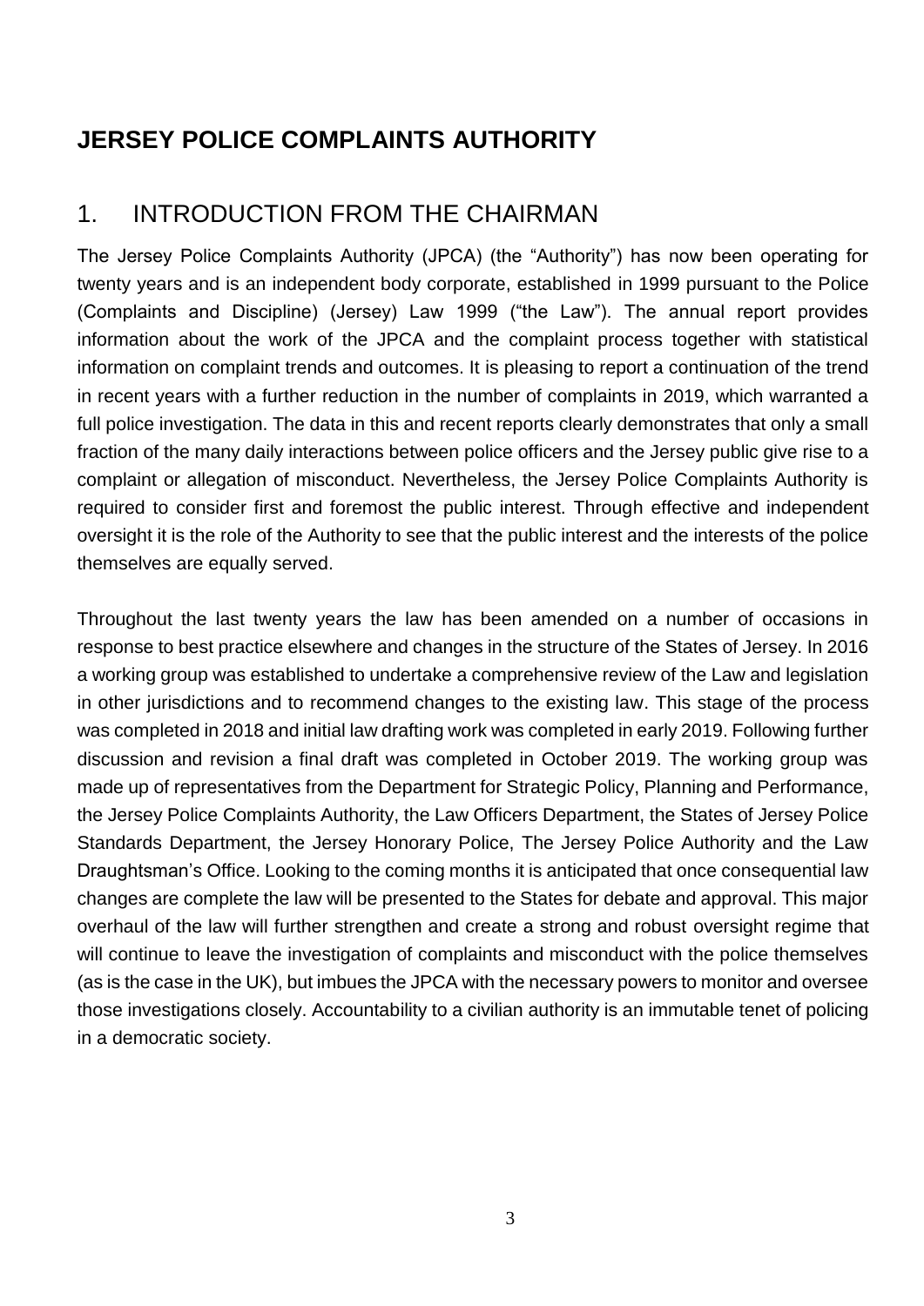# JERSEY POLICE COMPLAINTS AUTHORITY

## 1. INTRODUCTION FROM THE CHAIRMAN

The Jersey Police Complaints Authority (JPCA) (the "Authority") has now been operating for twenty years and is an independent body corporate, established in 1999 pursuant to the Police (Complaints and Discipline) (Jersey) Law 1999 ("the Law"). The annual report provides information about the work of the JPCA and the complaint process together with statistical information on complaint trends and outcomes. It is pleasing to report a continuation of the trend in recent years with a further reduction in the number of complaints in 2019, which warranted a full police investigation. The data in this and recent reports clearly demonstrates that only a small fraction of the many daily interactions between police officers and the Jersey public give rise to a complaint or allegation of misconduct. Nevertheless, the Jersey Police Complaints Authority is required to consider first and foremost the public interest. Through effective and independent oversight it is the role of the Authority to see that the public interest and the interests of the police themselves are equally served.

Throughout the last twenty years the law has been amended on a number of occasions in response to best practice elsewhere and changes in the structure of the States of Jersey. In 2016 a working group was established to undertake a comprehensive review of the Law and legislation in other jurisdictions and to recommend changes to the existing law. This stage of the process was completed in 2018 and initial law drafting work was completed in early 2019. Following further discussion and revision a final draft was completed in October 2019. The working group was made up of representatives from the Department for Strategic Policy, Planning and Performance, the Jersey Police Complaints Authority, the Law Officers Department, the States of Jersey Police Standards Department, the Jersey Honorary Police, The Jersey Police Authority and the Law Draughtsman's Office. Looking to the coming months it is anticipated that once consequential law changes are complete the law will be presented to the States for debate and approval. This major overhaul of the law will further strengthen and create a strong and robust oversight regime that will continue to leave the investigation of complaints and misconduct with the police themselves (as is the case in the UK), but imbues the JPCA with the necessary powers to monitor and oversee those investigations closely. Accountability to a civilian authority is an immutable tenet of policing in a democratic society.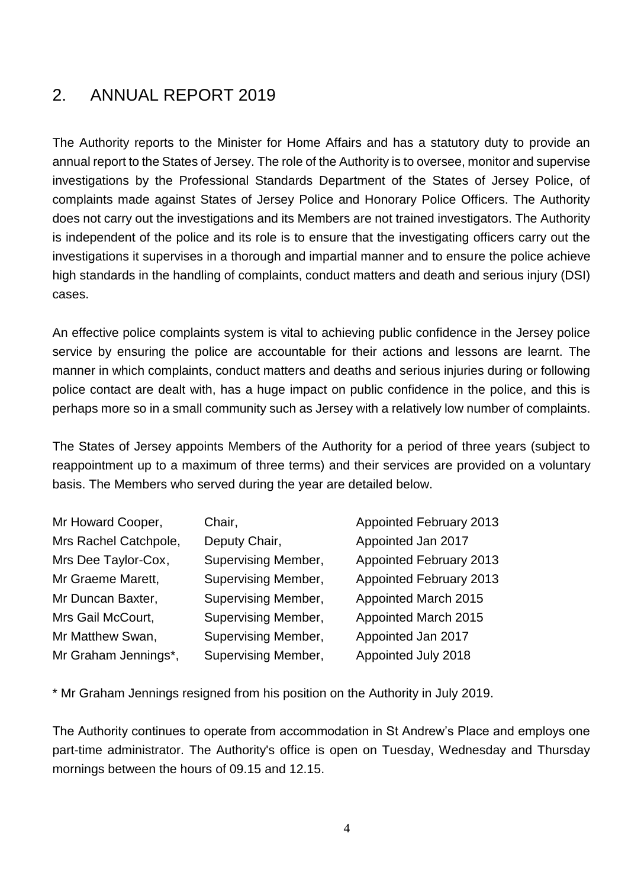## 2. ANNUAL REPORT 2019

The Authority reports to the Minister for Home Affairs and has a statutory duty to provide an annual report to the States of Jersey. The role of the Authority is to oversee, monitor and supervise investigations by the Professional Standards Department of the States of Jersey Police, of complaints made against States of Jersey Police and Honorary Police Officers. The Authority does not carry out the investigations and its Members are not trained investigators. The Authority is independent of the police and its role is to ensure that the investigating officers carry out the investigations it supervises in a thorough and impartial manner and to ensure the police achieve high standards in the handling of complaints, conduct matters and death and serious injury (DSI) cases.

An effective police complaints system is vital to achieving public confidence in the Jersey police service by ensuring the police are accountable for their actions and lessons are learnt. The manner in which complaints, conduct matters and deaths and serious injuries during or following police contact are dealt with, has a huge impact on public confidence in the police, and this is perhaps more so in a small community such as Jersey with a relatively low number of complaints.

The States of Jersey appoints Members of the Authority for a period of three years (subject to reappointment up to a maximum of three terms) and their services are provided on a voluntary basis. The Members who served during the year are detailed below.

| | | |
|---|---|---|
| Mr Howard Cooper, | Chair, | Appointed February 2013 |
| Mrs Rachel Catchpole, | Deputy Chair, | Appointed Jan 2017 |
| Mrs Dee Taylor-Cox, | Supervising Member, | Appointed February 2013 |
| Mr Graeme Marett, | Supervising Member, | Appointed February 2013 |
| Mr Duncan Baxter, | Supervising Member, | Appointed March 2015 |
| Mrs Gail McCourt, | Supervising Member, | Appointed March 2015 |
| Mr Matthew Swan, | Supervising Member, | Appointed Jan 2017 |
| Mr Graham Jennings*, | Supervising Member, | Appointed July 2018 |

\* Mr Graham Jennings resigned from his position on the Authority in July 2019.

The Authority continues to operate from accommodation in St Andrew's Place and employs one part-time administrator. The Authority's office is open on Tuesday, Wednesday and Thursday mornings between the hours of 09.15 and 12.15.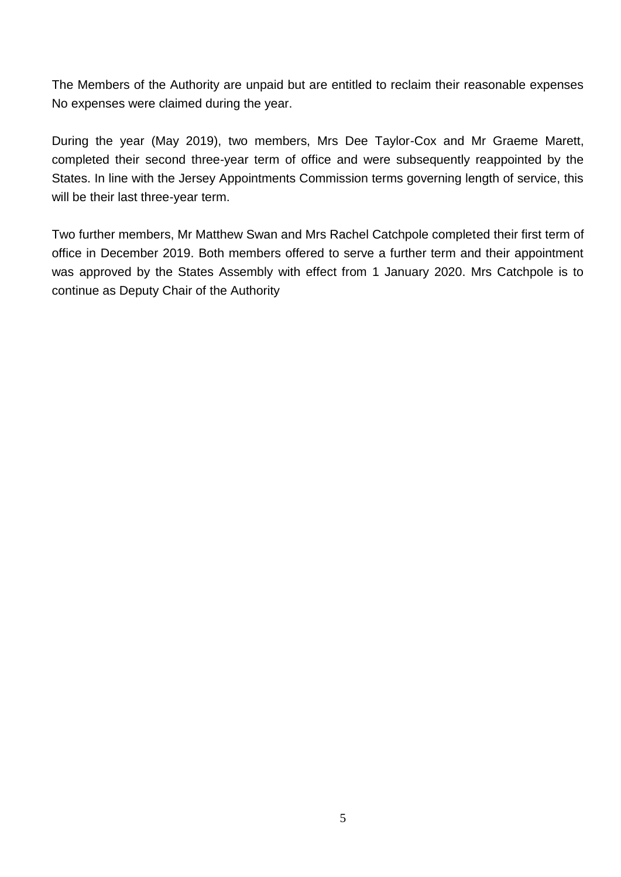The Members of the Authority are unpaid but are entitled to reclaim their reasonable expenses No expenses were claimed during the year.

During the year (May 2019), two members, Mrs Dee Taylor-Cox and Mr Graeme Marett, completed their second three-year term of office and were subsequently reappointed by the States. In line with the Jersey Appointments Commission terms governing length of service, this will be their last three-year term.

Two further members, Mr Matthew Swan and Mrs Rachel Catchpole completed their first term of office in December 2019. Both members offered to serve a further term and their appointment was approved by the States Assembly with effect from 1 January 2020. Mrs Catchpole is to continue as Deputy Chair of the Authority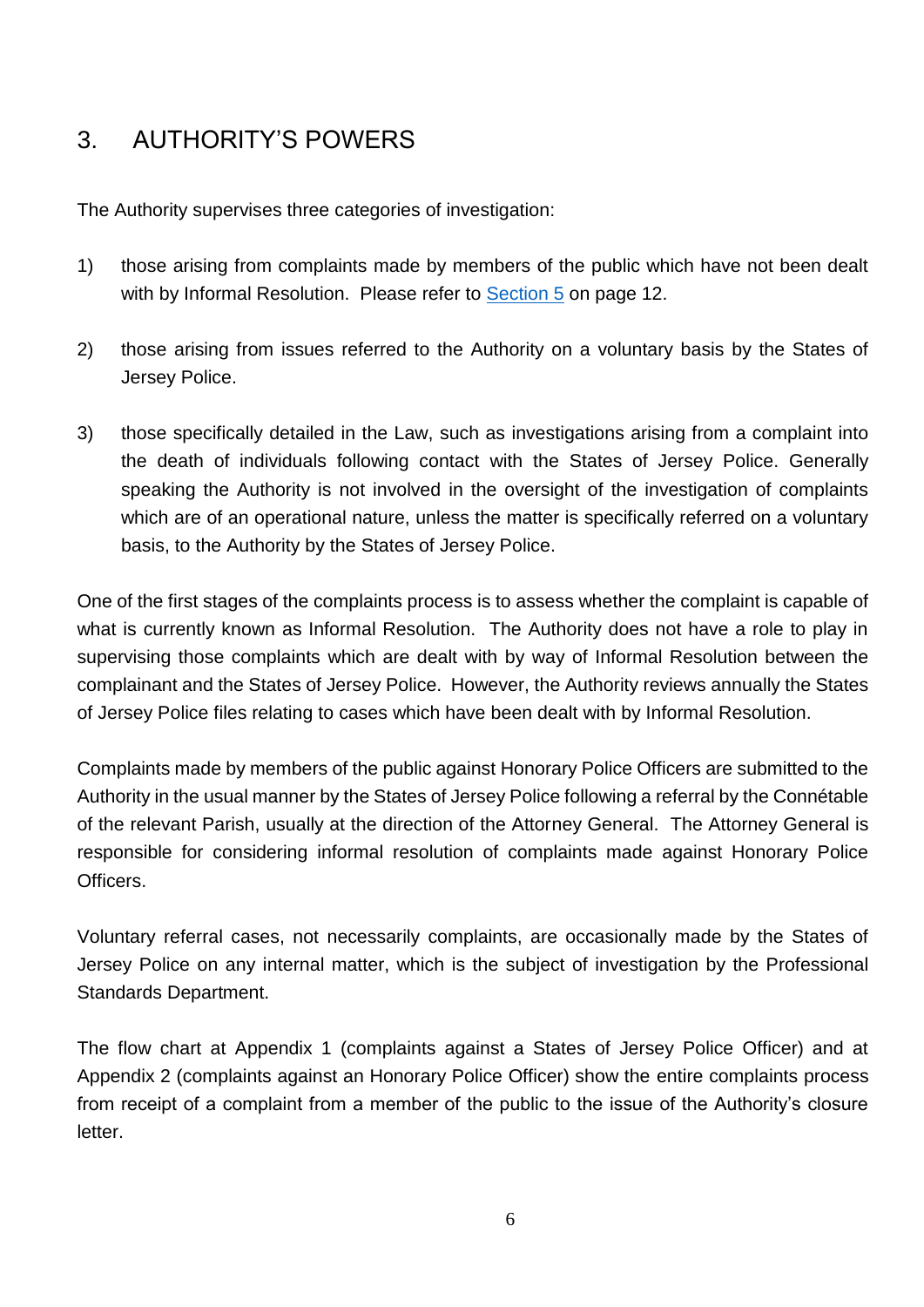# 3. AUTHORITY'S POWERS

The Authority supervises three categories of investigation:

1) those arising from complaints made by members of the public which have not been dealt with by Informal Resolution. Please refer to Section 5 on page 12.

2) those arising from issues referred to the Authority on a voluntary basis by the States of Jersey Police.

3) those specifically detailed in the Law, such as investigations arising from a complaint into the death of individuals following contact with the States of Jersey Police. Generally speaking the Authority is not involved in the oversight of the investigation of complaints which are of an operational nature, unless the matter is specifically referred on a voluntary basis, to the Authority by the States of Jersey Police.

One of the first stages of the complaints process is to assess whether the complaint is capable of what is currently known as Informal Resolution. The Authority does not have a role to play in supervising those complaints which are dealt with by way of Informal Resolution between the complainant and the States of Jersey Police. However, the Authority reviews annually the States of Jersey Police files relating to cases which have been dealt with by Informal Resolution.

Complaints made by members of the public against Honorary Police Officers are submitted to the Authority in the usual manner by the States of Jersey Police following a referral by the Connétable of the relevant Parish, usually at the direction of the Attorney General. The Attorney General is responsible for considering informal resolution of complaints made against Honorary Police Officers.

Voluntary referral cases, not necessarily complaints, are occasionally made by the States of Jersey Police on any internal matter, which is the subject of investigation by the Professional Standards Department.

The flow chart at Appendix 1 (complaints against a States of Jersey Police Officer) and at Appendix 2 (complaints against an Honorary Police Officer) show the entire complaints process from receipt of a complaint from a member of the public to the issue of the Authority's closure letter.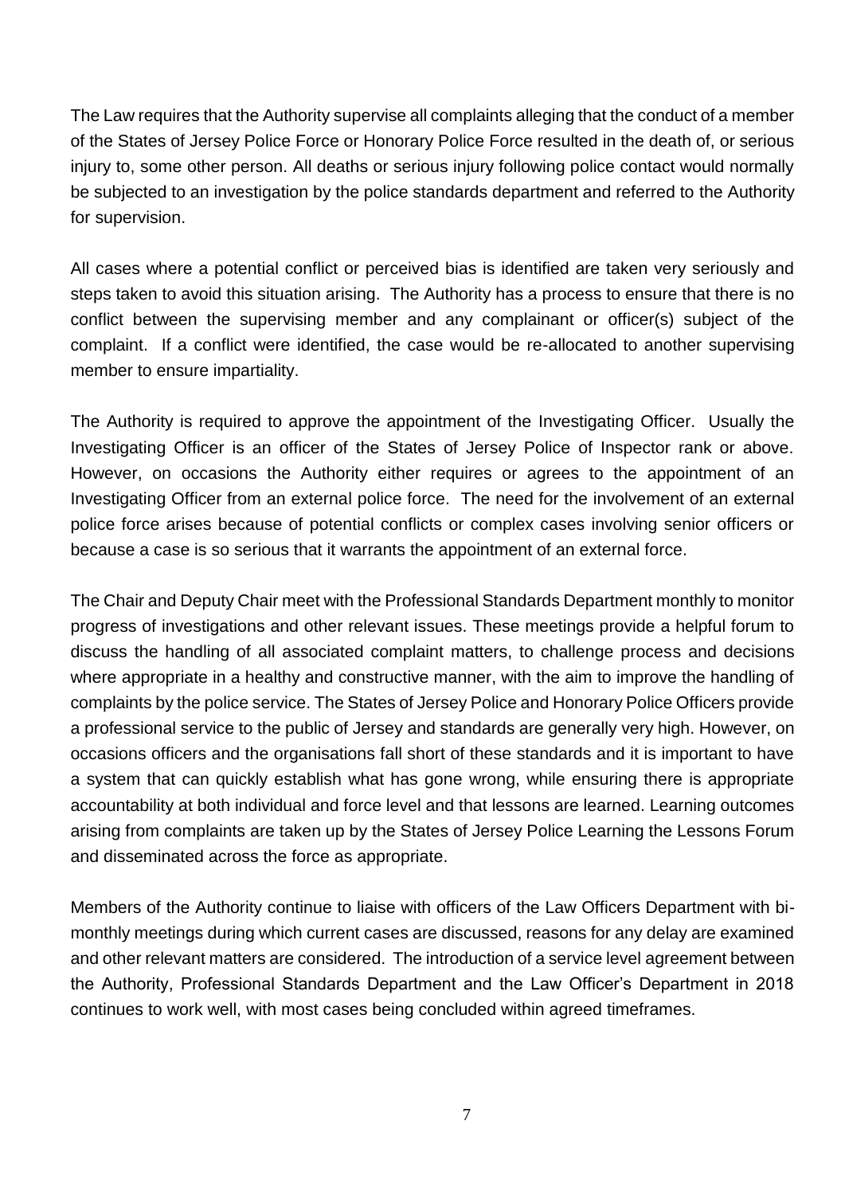The Law requires that the Authority supervise all complaints alleging that the conduct of a member of the States of Jersey Police Force or Honorary Police Force resulted in the death of, or serious injury to, some other person. All deaths or serious injury following police contact would normally be subjected to an investigation by the police standards department and referred to the Authority for supervision.

All cases where a potential conflict or perceived bias is identified are taken very seriously and steps taken to avoid this situation arising. The Authority has a process to ensure that there is no conflict between the supervising member and any complainant or officer(s) subject of the complaint. If a conflict were identified, the case would be re-allocated to another supervising member to ensure impartiality.

The Authority is required to approve the appointment of the Investigating Officer. Usually the Investigating Officer is an officer of the States of Jersey Police of Inspector rank or above. However, on occasions the Authority either requires or agrees to the appointment of an Investigating Officer from an external police force. The need for the involvement of an external police force arises because of potential conflicts or complex cases involving senior officers or because a case is so serious that it warrants the appointment of an external force.

The Chair and Deputy Chair meet with the Professional Standards Department monthly to monitor progress of investigations and other relevant issues. These meetings provide a helpful forum to discuss the handling of all associated complaint matters, to challenge process and decisions where appropriate in a healthy and constructive manner, with the aim to improve the handling of complaints by the police service. The States of Jersey Police and Honorary Police Officers provide a professional service to the public of Jersey and standards are generally very high. However, on occasions officers and the organisations fall short of these standards and it is important to have a system that can quickly establish what has gone wrong, while ensuring there is appropriate accountability at both individual and force level and that lessons are learned. Learning outcomes arising from complaints are taken up by the States of Jersey Police Learning the Lessons Forum and disseminated across the force as appropriate.

Members of the Authority continue to liaise with officers of the Law Officers Department with bi-monthly meetings during which current cases are discussed, reasons for any delay are examined and other relevant matters are considered. The introduction of a service level agreement between the Authority, Professional Standards Department and the Law Officer's Department in 2018 continues to work well, with most cases being concluded within agreed timeframes.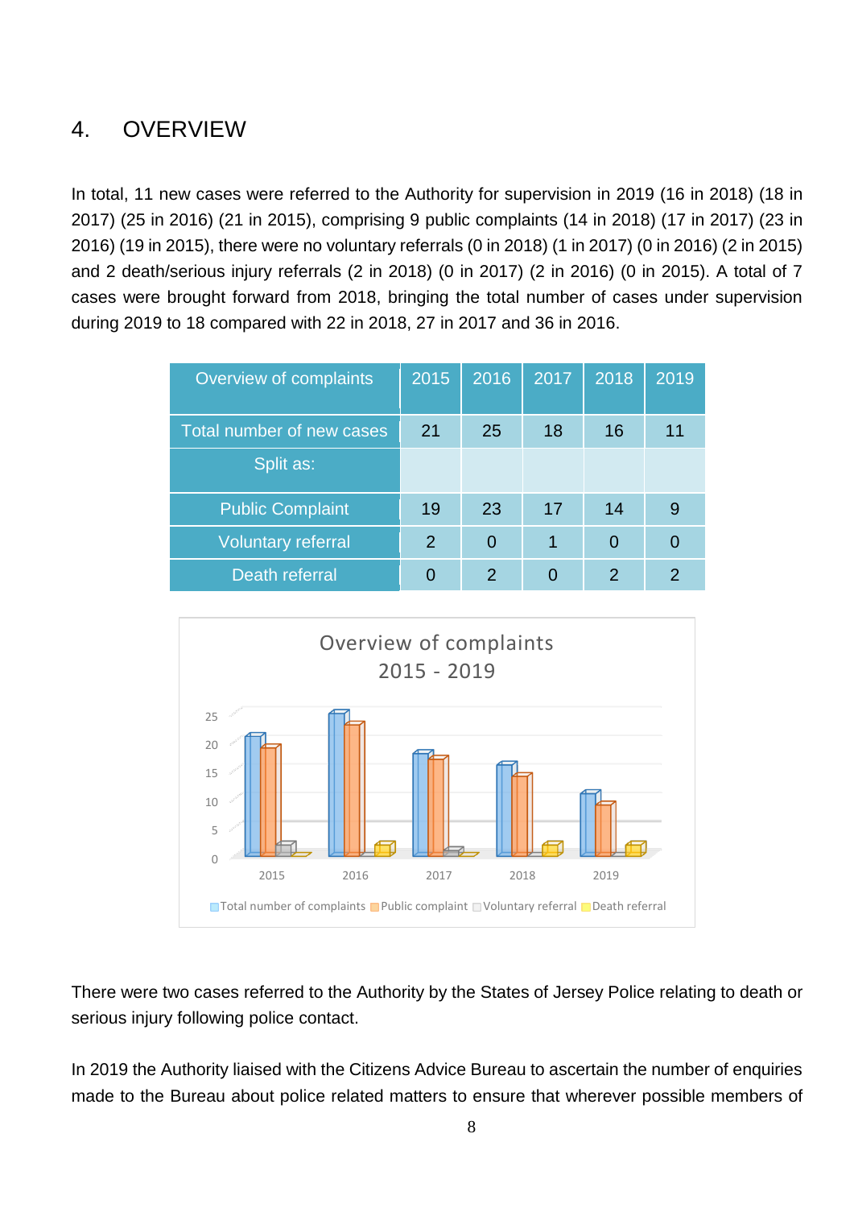## 4. OVERVIEW

In total, 11 new cases were referred to the Authority for supervision in 2019 (16 in 2018) (18 in 2017) (25 in 2016) (21 in 2015), comprising 9 public complaints (14 in 2018) (17 in 2017) (23 in 2016) (19 in 2015), there were no voluntary referrals (0 in 2018) (1 in 2017) (0 in 2016) (2 in 2015) and 2 death/serious injury referrals (2 in 2018) (0 in 2017) (2 in 2016) (0 in 2015). A total of 7 cases were brought forward from 2018, bringing the total number of cases under supervision during 2019 to 18 compared with 22 in 2018, 27 in 2017 and 36 in 2016.

| Overview of complaints | 2015 | 2016 | 2017 | 2018 | 2019 |
|---|---|---|---|---|---|
| Total number of new cases | 21 | 25 | 18 | 16 | 11 |
| Split as: | | | | | |
| Public Complaint | 19 | 23 | 17 | 14 | 9 |
| Voluntary referral | 2 | 0 | 1 | 0 | 0 |
| Death referral | 0 | 2 | 0 | 2 | 2 |

There were two cases referred to the Authority by the States of Jersey Police relating to death or serious injury following police contact.

In 2019 the Authority liaised with the Citizens Advice Bureau to ascertain the number of enquiries made to the Bureau about police related matters to ensure that wherever possible members of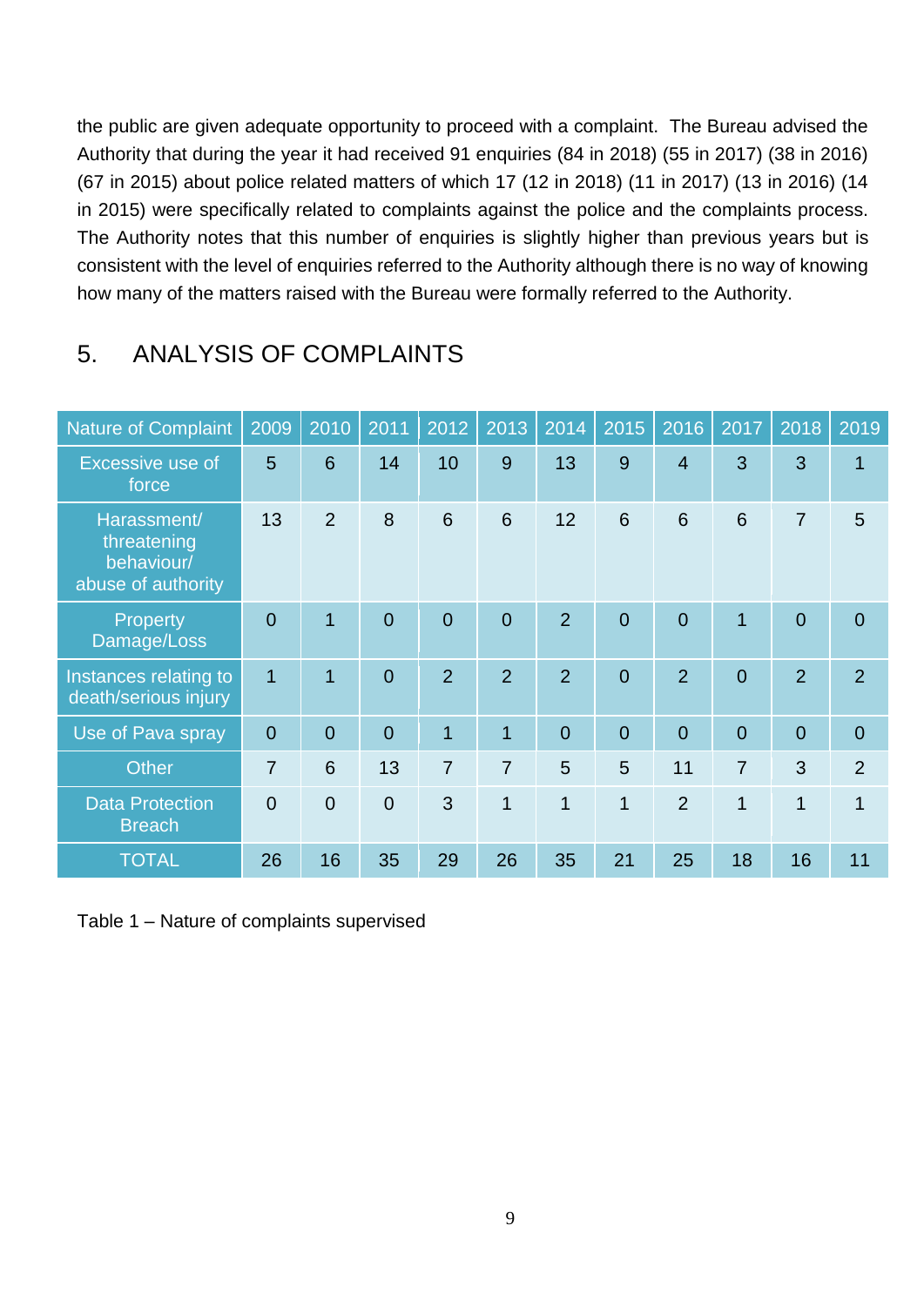the public are given adequate opportunity to proceed with a complaint. The Bureau advised the Authority that during the year it had received 91 enquiries (84 in 2018) (55 in 2017) (38 in 2016) (67 in 2015) about police related matters of which 17 (12 in 2018) (11 in 2017) (13 in 2016) (14 in 2015) were specifically related to complaints against the police and the complaints process. The Authority notes that this number of enquiries is slightly higher than previous years but is consistent with the level of enquiries referred to the Authority although there is no way of knowing how many of the matters raised with the Bureau were formally referred to the Authority.

## 5. ANALYSIS OF COMPLAINTS

| Nature of Complaint | 2009 | 2010 | 2011 | 2012 | 2013 | 2014 | 2015 | 2016 | 2017 | 2018 | 2019 |
|---|---|---|---|---|---|---|---|---|---|---|---|
| Excessive use of force | 5 | 6 | 14 | 10 | 9 | 13 | 9 | 4 | 3 | 3 | 1 |
| Harassment/ threatening behaviour/ abuse of authority | 13 | 2 | 8 | 6 | 6 | 12 | 6 | 6 | 6 | 7 | 5 |
| Property Damage/Loss | 0 | 1 | 0 | 0 | 0 | 2 | 0 | 0 | 1 | 0 | 0 |
| Instances relating to death/serious injury | 1 | 1 | 0 | 2 | 2 | 2 | 0 | 2 | 0 | 2 | 2 |
| Use of Pava spray | 0 | 0 | 0 | 1 | 1 | 0 | 0 | 0 | 0 | 0 | 0 |
| Other | 7 | 6 | 13 | 7 | 7 | 5 | 5 | 11 | 7 | 3 | 2 |
| Data Protection Breach | 0 | 0 | 0 | 3 | 1 | 1 | 1 | 2 | 1 | 1 | 1 |
| TOTAL | 26 | 16 | 35 | 29 | 26 | 35 | 21 | 25 | 18 | 16 | 11 |

Table 1 – Nature of complaints supervised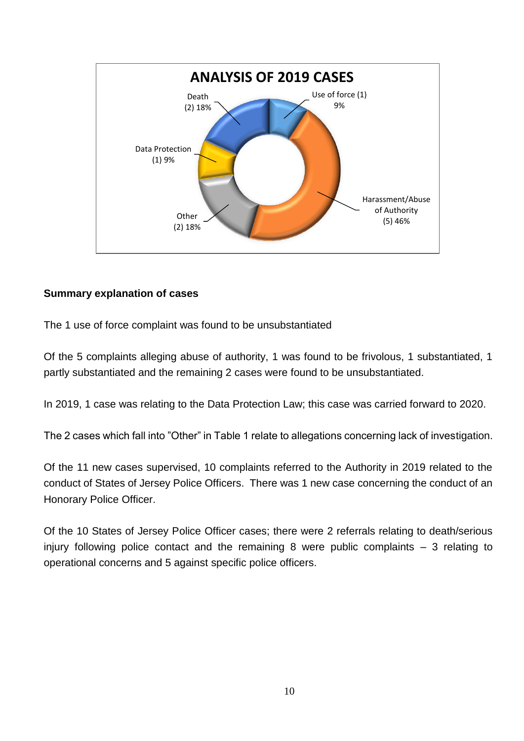**ANALYSIS OF 2019 CASES**

Death (2) 18%

Use of force (1) 9%

Data Protection (1) 9%

Harassment/Abuse of Authority (5) 46%

Other (2) 18%

**Summary explanation of cases**

The 1 use of force complaint was found to be unsubstantiated

Of the 5 complaints alleging abuse of authority, 1 was found to be frivolous, 1 substantiated, 1 partly substantiated and the remaining 2 cases were found to be unsubstantiated.

In 2019, 1 case was relating to the Data Protection Law; this case was carried forward to 2020.

The 2 cases which fall into "Other" in Table 1 relate to allegations concerning lack of investigation.

Of the 11 new cases supervised, 10 complaints referred to the Authority in 2019 related to the conduct of States of Jersey Police Officers. There was 1 new case concerning the conduct of an Honorary Police Officer.

Of the 10 States of Jersey Police Officer cases; there were 2 referrals relating to death/serious injury following police contact and the remaining 8 were public complaints – 3 relating to operational concerns and 5 against specific police officers.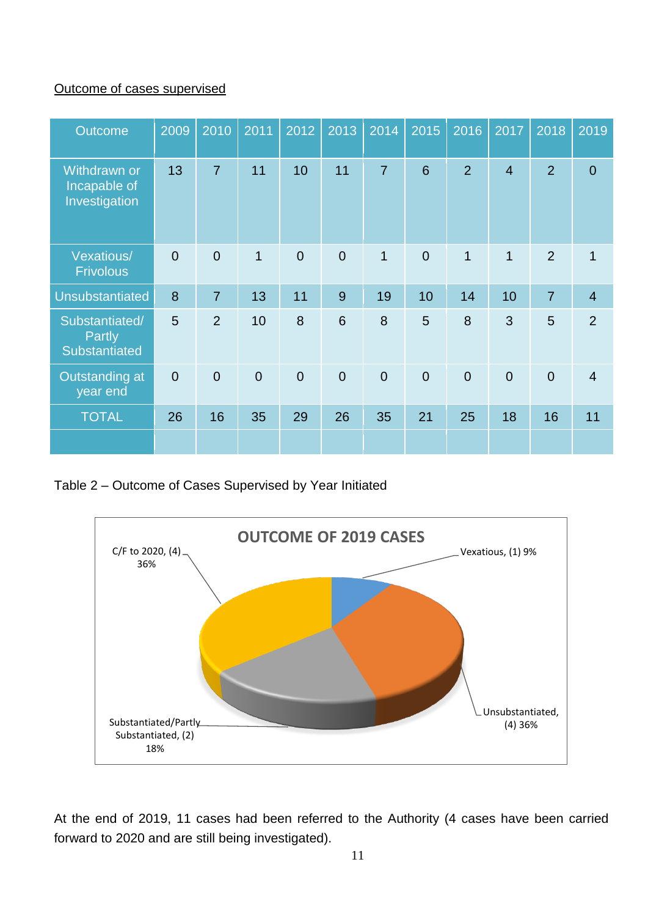Outcome of cases supervised

| Outcome | 2009 | 2010 | 2011 | 2012 | 2013 | 2014 | 2015 | 2016 | 2017 | 2018 | 2019 |
|---|---|---|---|---|---|---|---|---|---|---|---|
| Withdrawn or Incapable of Investigation | 13 | 7 | 11 | 10 | 11 | 7 | 6 | 2 | 4 | 2 | 0 |
| Vexatious/ Frivolous | 0 | 0 | 1 | 0 | 0 | 1 | 0 | 1 | 1 | 2 | 1 |
| Unsubstantiated | 8 | 7 | 13 | 11 | 9 | 19 | 10 | 14 | 10 | 7 | 4 |
| Substantiated/ Partly Substantiated | 5 | 2 | 10 | 8 | 6 | 8 | 5 | 8 | 3 | 5 | 2 |
| Outstanding at year end | 0 | 0 | 0 | 0 | 0 | 0 | 0 | 0 | 0 | 0 | 4 |
| TOTAL | 26 | 16 | 35 | 29 | 26 | 35 | 21 | 25 | 18 | 16 | 11 |

Table 2 – Outcome of Cases Supervised by Year Initiated

**OUTCOME OF 2019 CASES**

- Vexatious, (1) 9%
- Unsubstantiated, (4) 36%
- Substantiated/Partly Substantiated, (2) 18%
- C/F to 2020, (4) 36%

At the end of 2019, 11 cases had been referred to the Authority (4 cases have been carried forward to 2020 and are still being investigated).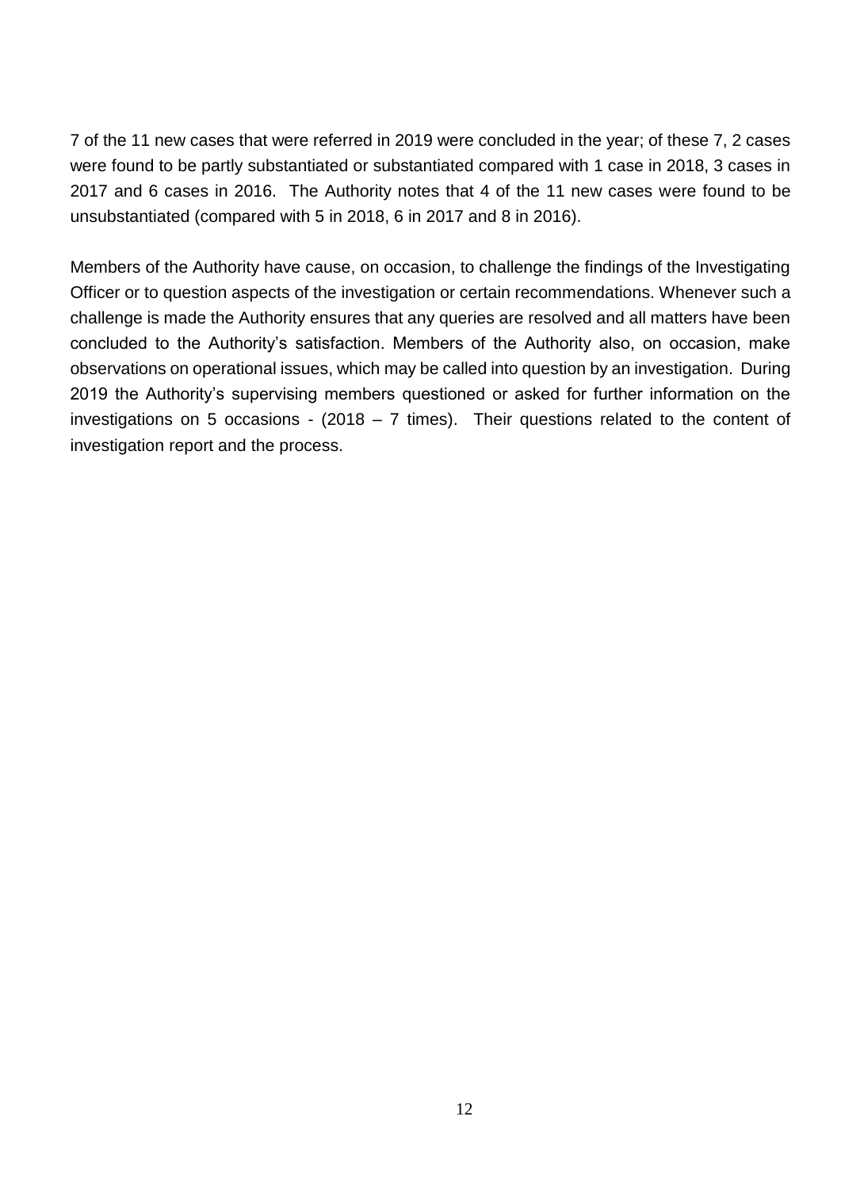7 of the 11 new cases that were referred in 2019 were concluded in the year; of these 7, 2 cases were found to be partly substantiated or substantiated compared with 1 case in 2018, 3 cases in 2017 and 6 cases in 2016. The Authority notes that 4 of the 11 new cases were found to be unsubstantiated (compared with 5 in 2018, 6 in 2017 and 8 in 2016).

Members of the Authority have cause, on occasion, to challenge the findings of the Investigating Officer or to question aspects of the investigation or certain recommendations. Whenever such a challenge is made the Authority ensures that any queries are resolved and all matters have been concluded to the Authority's satisfaction. Members of the Authority also, on occasion, make observations on operational issues, which may be called into question by an investigation. During 2019 the Authority's supervising members questioned or asked for further information on the investigations on 5 occasions - (2018 – 7 times). Their questions related to the content of investigation report and the process.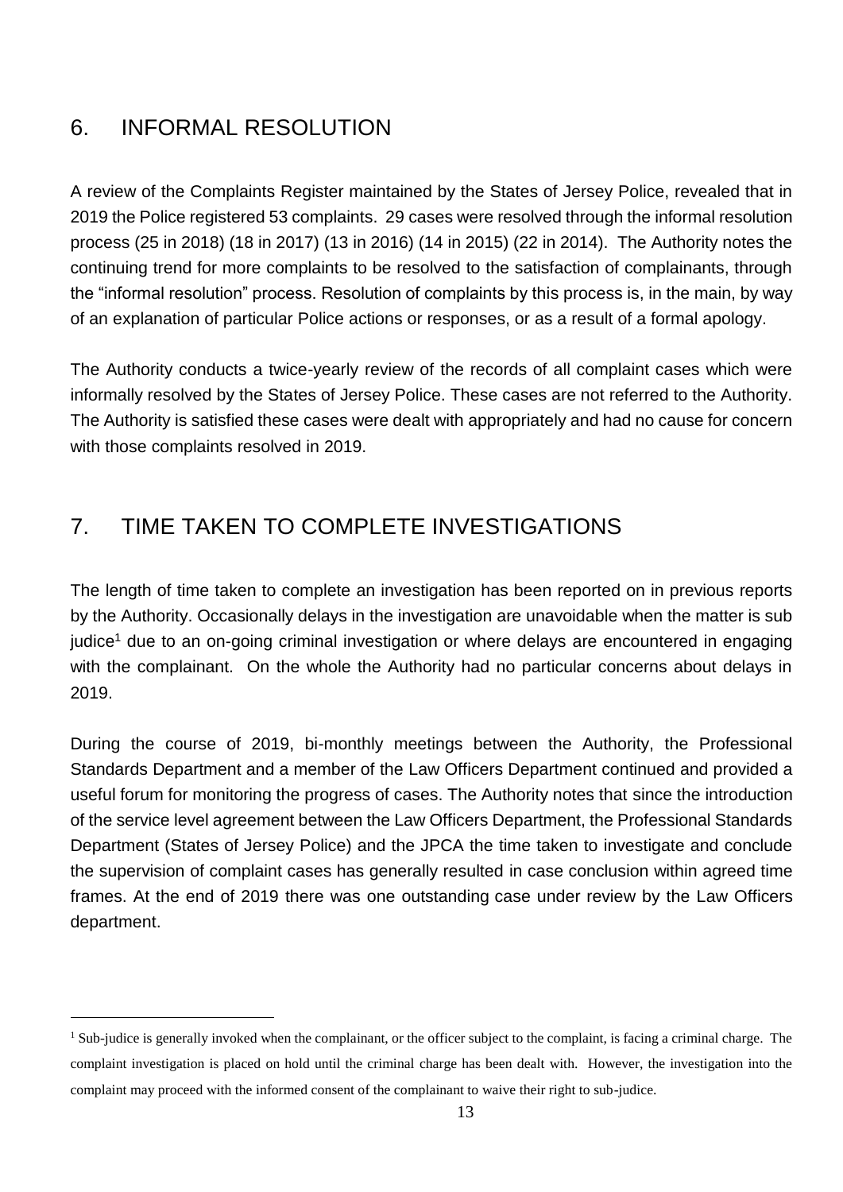## 6. INFORMAL RESOLUTION

A review of the Complaints Register maintained by the States of Jersey Police, revealed that in 2019 the Police registered 53 complaints. 29 cases were resolved through the informal resolution process (25 in 2018) (18 in 2017) (13 in 2016) (14 in 2015) (22 in 2014). The Authority notes the continuing trend for more complaints to be resolved to the satisfaction of complainants, through the "informal resolution" process. Resolution of complaints by this process is, in the main, by way of an explanation of particular Police actions or responses, or as a result of a formal apology.

The Authority conducts a twice-yearly review of the records of all complaint cases which were informally resolved by the States of Jersey Police. These cases are not referred to the Authority. The Authority is satisfied these cases were dealt with appropriately and had no cause for concern with those complaints resolved in 2019.

## 7. TIME TAKEN TO COMPLETE INVESTIGATIONS

The length of time taken to complete an investigation has been reported on in previous reports by the Authority. Occasionally delays in the investigation are unavoidable when the matter is sub judice[1] due to an on-going criminal investigation or where delays are encountered in engaging with the complainant. On the whole the Authority had no particular concerns about delays in 2019.

During the course of 2019, bi-monthly meetings between the Authority, the Professional Standards Department and a member of the Law Officers Department continued and provided a useful forum for monitoring the progress of cases. The Authority notes that since the introduction of the service level agreement between the Law Officers Department, the Professional Standards Department (States of Jersey Police) and the JPCA the time taken to investigate and conclude the supervision of complaint cases has generally resulted in case conclusion within agreed time frames. At the end of 2019 there was one outstanding case under review by the Law Officers department.

[1] Sub-judice is generally invoked when the complainant, or the officer subject to the complaint, is facing a criminal charge. The complaint investigation is placed on hold until the criminal charge has been dealt with. However, the investigation into the complaint may proceed with the informed consent of the complainant to waive their right to sub-judice.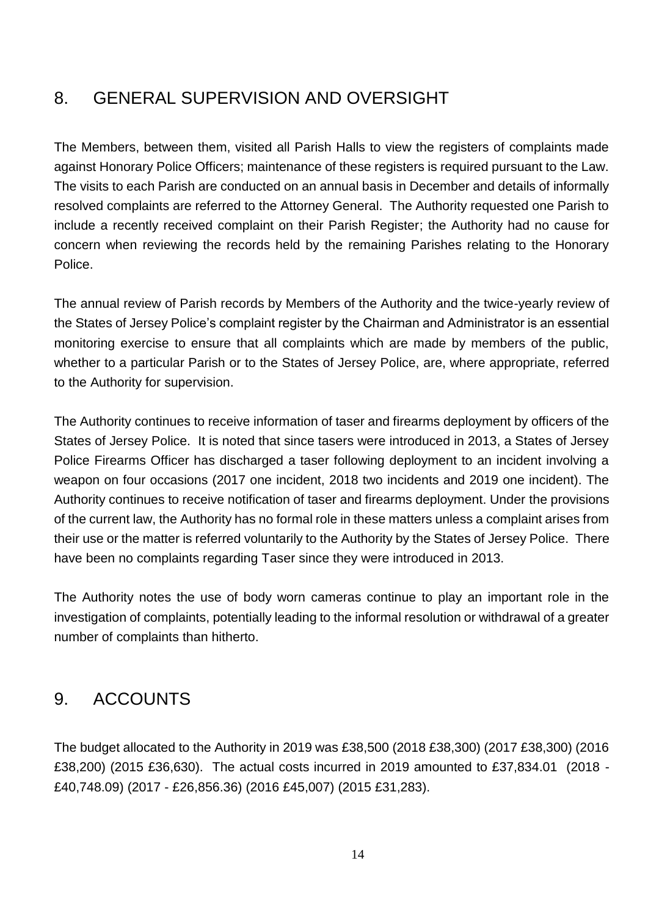## 8. GENERAL SUPERVISION AND OVERSIGHT

The Members, between them, visited all Parish Halls to view the registers of complaints made against Honorary Police Officers; maintenance of these registers is required pursuant to the Law. The visits to each Parish are conducted on an annual basis in December and details of informally resolved complaints are referred to the Attorney General. The Authority requested one Parish to include a recently received complaint on their Parish Register; the Authority had no cause for concern when reviewing the records held by the remaining Parishes relating to the Honorary Police.

The annual review of Parish records by Members of the Authority and the twice-yearly review of the States of Jersey Police's complaint register by the Chairman and Administrator is an essential monitoring exercise to ensure that all complaints which are made by members of the public, whether to a particular Parish or to the States of Jersey Police, are, where appropriate, referred to the Authority for supervision.

The Authority continues to receive information of taser and firearms deployment by officers of the States of Jersey Police. It is noted that since tasers were introduced in 2013, a States of Jersey Police Firearms Officer has discharged a taser following deployment to an incident involving a weapon on four occasions (2017 one incident, 2018 two incidents and 2019 one incident). The Authority continues to receive notification of taser and firearms deployment. Under the provisions of the current law, the Authority has no formal role in these matters unless a complaint arises from their use or the matter is referred voluntarily to the Authority by the States of Jersey Police. There have been no complaints regarding Taser since they were introduced in 2013.

The Authority notes the use of body worn cameras continue to play an important role in the investigation of complaints, potentially leading to the informal resolution or withdrawal of a greater number of complaints than hitherto.

## 9. ACCOUNTS

The budget allocated to the Authority in 2019 was £38,500 (2018 £38,300) (2017 £38,300) (2016 £38,200) (2015 £36,630). The actual costs incurred in 2019 amounted to £37,834.01 (2018 - £40,748.09) (2017 - £26,856.36) (2016 £45,007) (2015 £31,283).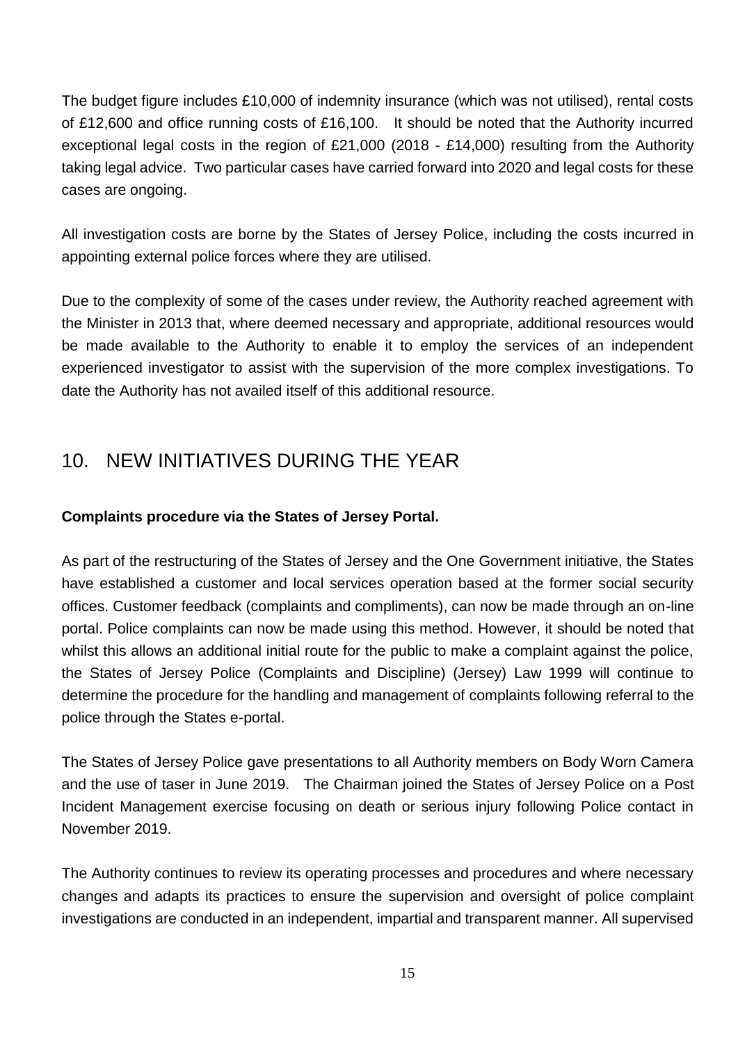The budget figure includes £10,000 of indemnity insurance (which was not utilised), rental costs of £12,600 and office running costs of £16,100. It should be noted that the Authority incurred exceptional legal costs in the region of £21,000 (2018 - £14,000) resulting from the Authority taking legal advice. Two particular cases have carried forward into 2020 and legal costs for these cases are ongoing.

All investigation costs are borne by the States of Jersey Police, including the costs incurred in appointing external police forces where they are utilised.

Due to the complexity of some of the cases under review, the Authority reached agreement with the Minister in 2013 that, where deemed necessary and appropriate, additional resources would be made available to the Authority to enable it to employ the services of an independent experienced investigator to assist with the supervision of the more complex investigations. To date the Authority has not availed itself of this additional resource.

## 10. NEW INITIATIVES DURING THE YEAR

**Complaints procedure via the States of Jersey Portal.**

As part of the restructuring of the States of Jersey and the One Government initiative, the States have established a customer and local services operation based at the former social security offices. Customer feedback (complaints and compliments), can now be made through an on-line portal. Police complaints can now be made using this method. However, it should be noted that whilst this allows an additional initial route for the public to make a complaint against the police, the States of Jersey Police (Complaints and Discipline) (Jersey) Law 1999 will continue to determine the procedure for the handling and management of complaints following referral to the police through the States e-portal.

The States of Jersey Police gave presentations to all Authority members on Body Worn Camera and the use of taser in June 2019. The Chairman joined the States of Jersey Police on a Post Incident Management exercise focusing on death or serious injury following Police contact in November 2019.

The Authority continues to review its operating processes and procedures and where necessary changes and adapts its practices to ensure the supervision and oversight of police complaint investigations are conducted in an independent, impartial and transparent manner. All supervised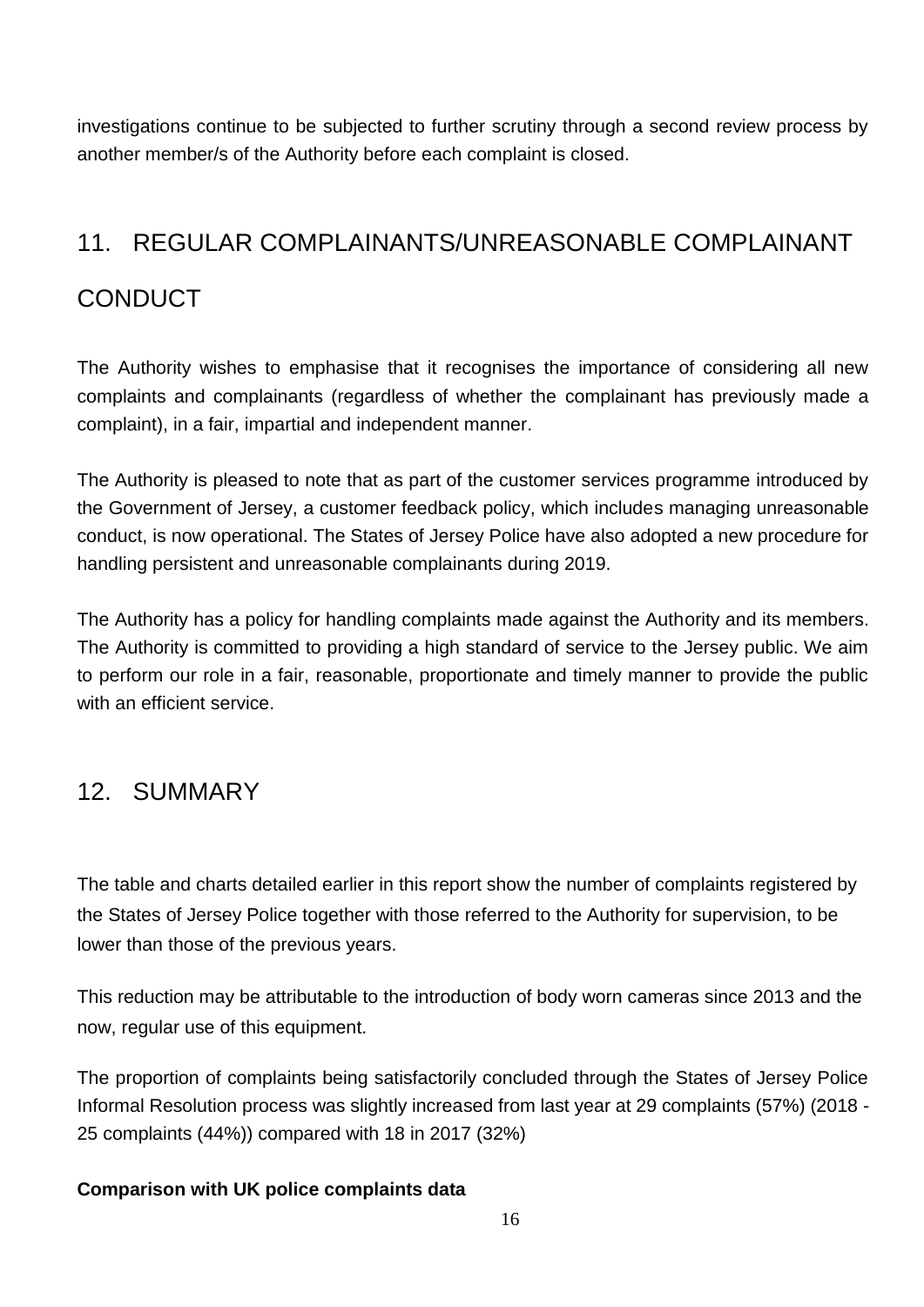investigations continue to be subjected to further scrutiny through a second review process by another member/s of the Authority before each complaint is closed.

## 11. REGULAR COMPLAINANTS/UNREASONABLE COMPLAINANT CONDUCT

The Authority wishes to emphasise that it recognises the importance of considering all new complaints and complainants (regardless of whether the complainant has previously made a complaint), in a fair, impartial and independent manner.

The Authority is pleased to note that as part of the customer services programme introduced by the Government of Jersey, a customer feedback policy, which includes managing unreasonable conduct, is now operational. The States of Jersey Police have also adopted a new procedure for handling persistent and unreasonable complainants during 2019.

The Authority has a policy for handling complaints made against the Authority and its members. The Authority is committed to providing a high standard of service to the Jersey public. We aim to perform our role in a fair, reasonable, proportionate and timely manner to provide the public with an efficient service.

## 12. SUMMARY

The table and charts detailed earlier in this report show the number of complaints registered by the States of Jersey Police together with those referred to the Authority for supervision, to be lower than those of the previous years.

This reduction may be attributable to the introduction of body worn cameras since 2013 and the now, regular use of this equipment.

The proportion of complaints being satisfactorily concluded through the States of Jersey Police Informal Resolution process was slightly increased from last year at 29 complaints (57%) (2018 - 25 complaints (44%)) compared with 18 in 2017 (32%)

**Comparison with UK police complaints data**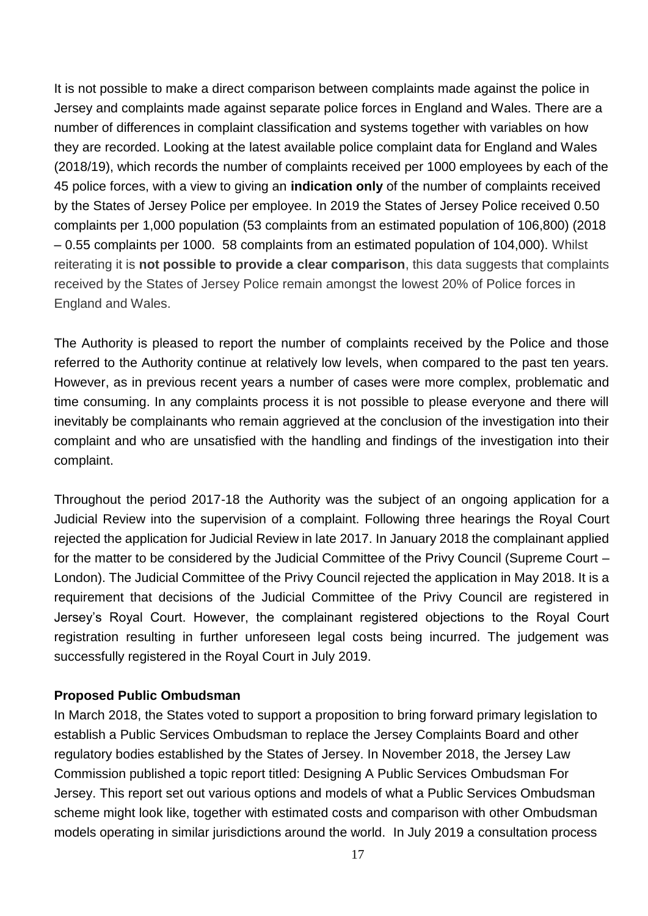It is not possible to make a direct comparison between complaints made against the police in Jersey and complaints made against separate police forces in England and Wales. There are a number of differences in complaint classification and systems together with variables on how they are recorded. Looking at the latest available police complaint data for England and Wales (2018/19), which records the number of complaints received per 1000 employees by each of the 45 police forces, with a view to giving an **indication only** of the number of complaints received by the States of Jersey Police per employee. In 2019 the States of Jersey Police received 0.50 complaints per 1,000 population (53 complaints from an estimated population of 106,800) (2018 – 0.55 complaints per 1000. 58 complaints from an estimated population of 104,000). Whilst reiterating it is **not possible to provide a clear comparison**, this data suggests that complaints received by the States of Jersey Police remain amongst the lowest 20% of Police forces in England and Wales.

The Authority is pleased to report the number of complaints received by the Police and those referred to the Authority continue at relatively low levels, when compared to the past ten years. However, as in previous recent years a number of cases were more complex, problematic and time consuming. In any complaints process it is not possible to please everyone and there will inevitably be complainants who remain aggrieved at the conclusion of the investigation into their complaint and who are unsatisfied with the handling and findings of the investigation into their complaint.

Throughout the period 2017-18 the Authority was the subject of an ongoing application for a Judicial Review into the supervision of a complaint. Following three hearings the Royal Court rejected the application for Judicial Review in late 2017. In January 2018 the complainant applied for the matter to be considered by the Judicial Committee of the Privy Council (Supreme Court – London). The Judicial Committee of the Privy Council rejected the application in May 2018. It is a requirement that decisions of the Judicial Committee of the Privy Council are registered in Jersey's Royal Court. However, the complainant registered objections to the Royal Court registration resulting in further unforeseen legal costs being incurred. The judgement was successfully registered in the Royal Court in July 2019.

**Proposed Public Ombudsman**

In March 2018, the States voted to support a proposition to bring forward primary legislation to establish a Public Services Ombudsman to replace the Jersey Complaints Board and other regulatory bodies established by the States of Jersey. In November 2018, the Jersey Law Commission published a topic report titled: Designing A Public Services Ombudsman For Jersey. This report set out various options and models of what a Public Services Ombudsman scheme might look like, together with estimated costs and comparison with other Ombudsman models operating in similar jurisdictions around the world. In July 2019 a consultation process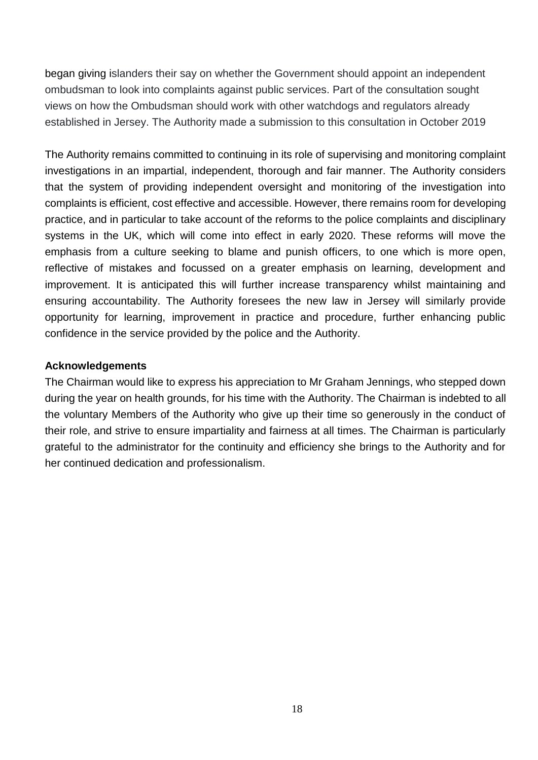began giving islanders their say on whether the Government should appoint an independent ombudsman to look into complaints against public services. Part of the consultation sought views on how the Ombudsman should work with other watchdogs and regulators already established in Jersey. The Authority made a submission to this consultation in October 2019

The Authority remains committed to continuing in its role of supervising and monitoring complaint investigations in an impartial, independent, thorough and fair manner. The Authority considers that the system of providing independent oversight and monitoring of the investigation into complaints is efficient, cost effective and accessible. However, there remains room for developing practice, and in particular to take account of the reforms to the police complaints and disciplinary systems in the UK, which will come into effect in early 2020. These reforms will move the emphasis from a culture seeking to blame and punish officers, to one which is more open, reflective of mistakes and focussed on a greater emphasis on learning, development and improvement. It is anticipated this will further increase transparency whilst maintaining and ensuring accountability. The Authority foresees the new law in Jersey will similarly provide opportunity for learning, improvement in practice and procedure, further enhancing public confidence in the service provided by the police and the Authority.

**Acknowledgements**

The Chairman would like to express his appreciation to Mr Graham Jennings, who stepped down during the year on health grounds, for his time with the Authority. The Chairman is indebted to all the voluntary Members of the Authority who give up their time so generously in the conduct of their role, and strive to ensure impartiality and fairness at all times. The Chairman is particularly grateful to the administrator for the continuity and efficiency she brings to the Authority and for her continued dedication and professionalism.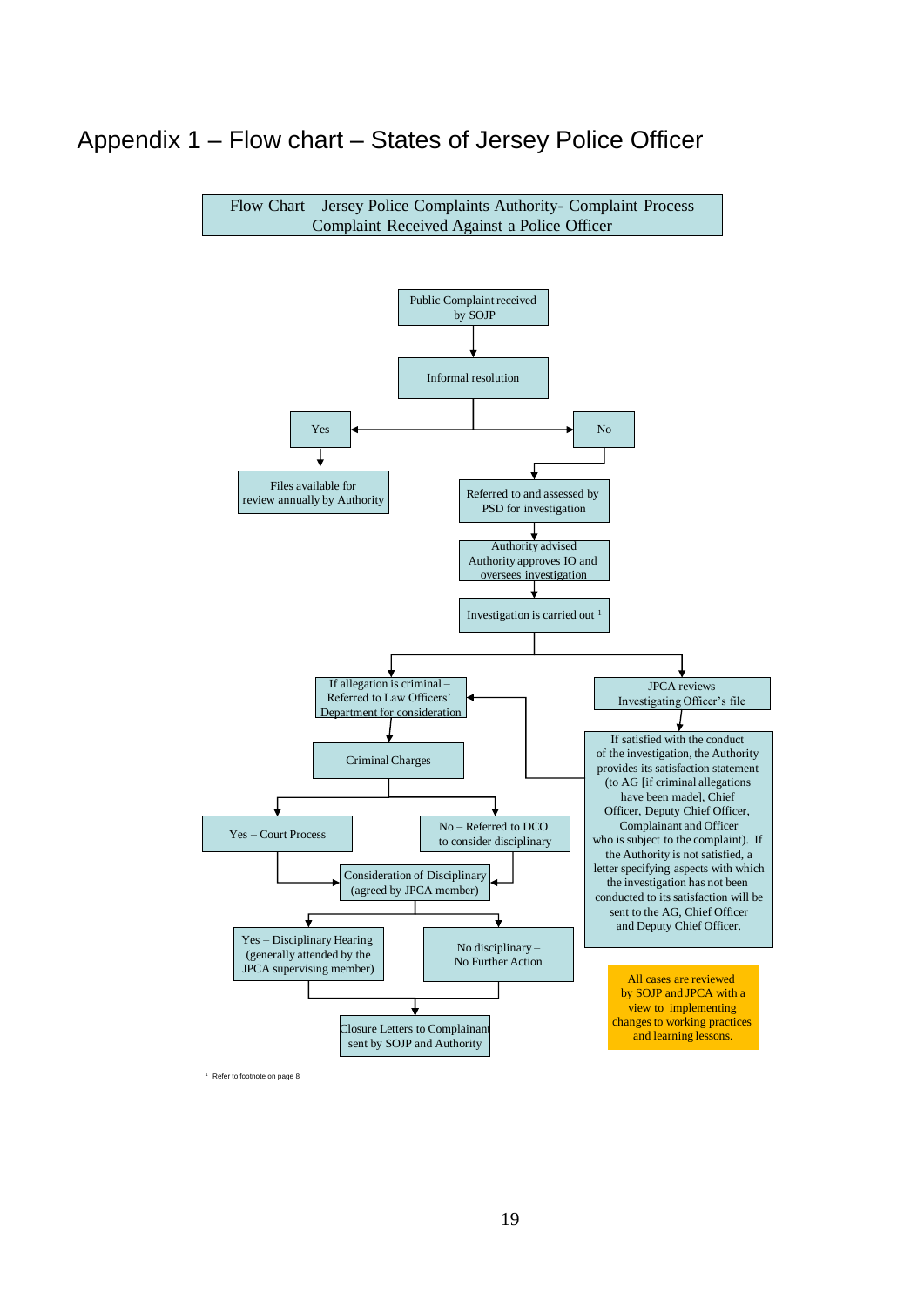# Appendix 1 – Flow chart – States of Jersey Police Officer

**Flow Chart – Jersey Police Complaints Authority- Complaint Process**
**Complaint Received Against a Police Officer**

Public Complaint received by SOJP

Informal resolution

Yes

Files available for review annually by Authority

No

Referred to and assessed by PSD for investigation

Authority advised Authority approves IO and oversees investigation

Investigation is carried out [1]

If allegation is criminal – Referred to Law Officers' Department for consideration

JPCA reviews Investigating Officer's file

If satisfied with the conduct of the investigation, the Authority provides its satisfaction statement (to AG [if criminal allegations have been made], Chief Officer, Deputy Chief Officer, Complainant and Officer who is subject to the complaint). If the Authority is not satisfied, a letter specifying aspects with which the investigation has not been conducted to its satisfaction will be sent to the AG, Chief Officer and Deputy Chief Officer.

Criminal Charges

Yes – Court Process

No – Referred to DCO to consider disciplinary

Consideration of Disciplinary (agreed by JPCA member)

Yes – Disciplinary Hearing (generally attended by the JPCA supervising member)

No disciplinary – No Further Action

Closure Letters to Complainant sent by SOJP and Authority

All cases are reviewed by SOJP and JPCA with a view to implementing changes to working practices and learning lessons.

[1] Refer to footnote on page 8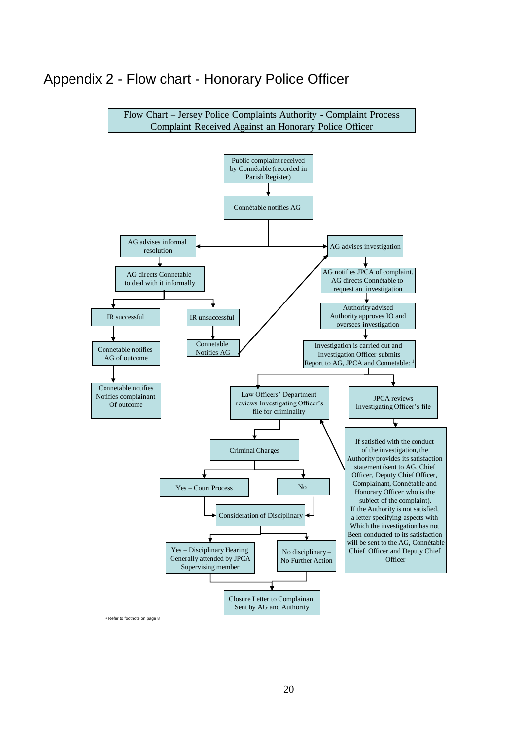# Appendix 2 - Flow chart - Honorary Police Officer

**Flow Chart – Jersey Police Complaints Authority - Complaint Process**
**Complaint Received Against an Honorary Police Officer**

Public complaint received by Connétable (recorded in Parish Register)

Connétable notifies AG

AG advises informal resolution

AG directs Connetable to deal with it informally

IR successful

Connetable notifies AG of outcome

Connetable notifies Notifies complainant Of outcome

IR unsuccessful

Connetable Notifies AG

AG advises investigation

AG notifies JPCA of complaint. AG directs Connétable to request an investigation

Authority advised Authority approves IO and oversees investigation

Investigation is carried out and Investigation Officer submits Report to AG, JPCA and Connetable: [1]

Law Officers' Department reviews Investigating Officer's file for criminality

JPCA reviews Investigating Officer's file

If satisfied with the conduct of the investigation, the Authority provides its satisfaction statement (sent to AG, Chief Officer, Deputy Chief Officer, Complainant, Connétable and Honorary Officer who is the subject of the complaint). If the Authority is not satisfied, a letter specifying aspects with Which the investigation has not Been conducted to its satisfaction will be sent to the AG, Connétable Chief Officer and Deputy Chief Officer

Criminal Charges

Yes – Court Process

No

Consideration of Disciplinary

Yes – Disciplinary Hearing Generally attended by JPCA Supervising member

No disciplinary – No Further Action

Closure Letter to Complainant Sent by AG and Authority

[1] Refer to footnote on page 8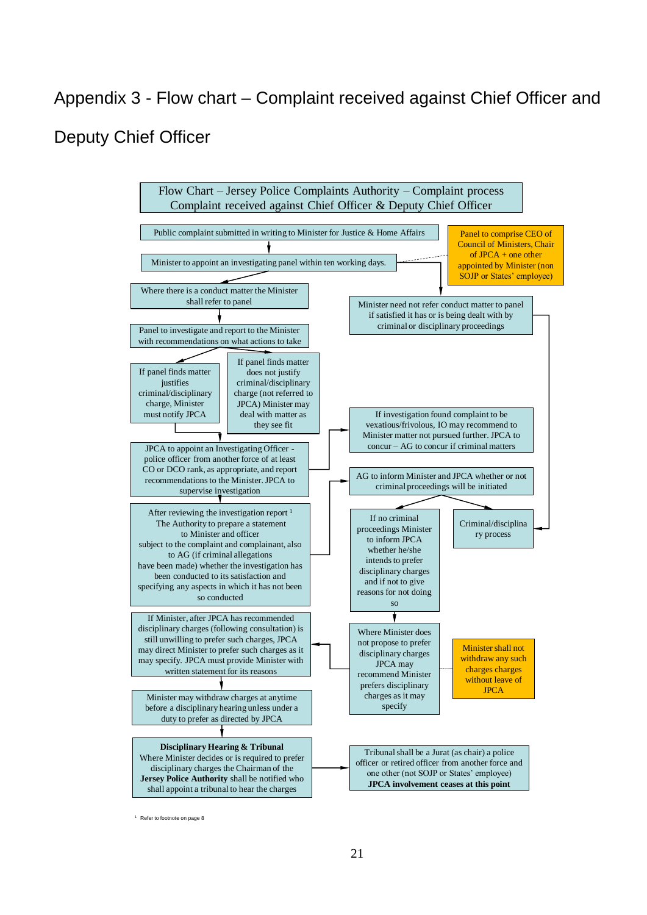# Appendix 3 - Flow chart – Complaint received against Chief Officer and Deputy Chief Officer

Flow Chart – Jersey Police Complaints Authority – Complaint process
Complaint received against Chief Officer & Deputy Chief Officer

Public complaint submitted in writing to Minister for Justice & Home Affairs

Minister to appoint an investigating panel within ten working days.

Panel to comprise CEO of Council of Ministers, Chair of JPCA + one other appointed by Minister (non SOJP or States' employee)

Where there is a conduct matter the Minister shall refer to panel

Minister need not refer conduct matter to panel if satisfied it has or is being dealt with by criminal or disciplinary proceedings

Panel to investigate and report to the Minister with recommendations on what actions to take

If panel finds matter justifies criminal/disciplinary charge, Minister must notify JPCA

If panel finds matter does not justify criminal/disciplinary charge (not referred to JPCA) Minister may deal with matter as they see fit

If investigation found complaint to be vexatious/frivolous, IO may recommend to Minister matter not pursued further. JPCA to concur – AG to concur if criminal matters

JPCA to appoint an Investigating Officer - police officer from another force of at least CO or DCO rank, as appropriate, and report recommendations to the Minister. JPCA to supervise investigation

AG to inform Minister and JPCA whether or not criminal proceedings will be initiated

After reviewing the investigation report [1] The Authority to prepare a statement to Minister and officer subject to the complaint and complainant, also to AG (if criminal allegations have been made) whether the investigation has been conducted to its satisfaction and specifying any aspects in which it has not been so conducted

If no criminal proceedings Minister to inform JPCA whether he/she intends to prefer disciplinary charges and if not to give reasons for not doing so

Criminal/disciplinary process

If Minister, after JPCA has recommended disciplinary charges (following consultation) is still unwilling to prefer such charges, JPCA may direct Minister to prefer such charges as it may specify. JPCA must provide Minister with written statement for its reasons

Where Minister does not propose to prefer disciplinary charges JPCA may recommend Minister prefers disciplinary charges as it may specify

Minister shall not withdraw any such charges charges without leave of JPCA

Minister may withdraw charges at anytime before a disciplinary hearing unless under a duty to prefer as directed by JPCA

**Disciplinary Hearing & Tribunal**
Where Minister decides or is required to prefer disciplinary charges the Chairman of the **Jersey Police Authority** shall be notified who shall appoint a tribunal to hear the charges

Tribunal shall be a Jurat (as chair) a police officer or retired officer from another force and one other (not SOJP or States' employee)
**JPCA involvement ceases at this point**

[1] Refer to footnote on page 8